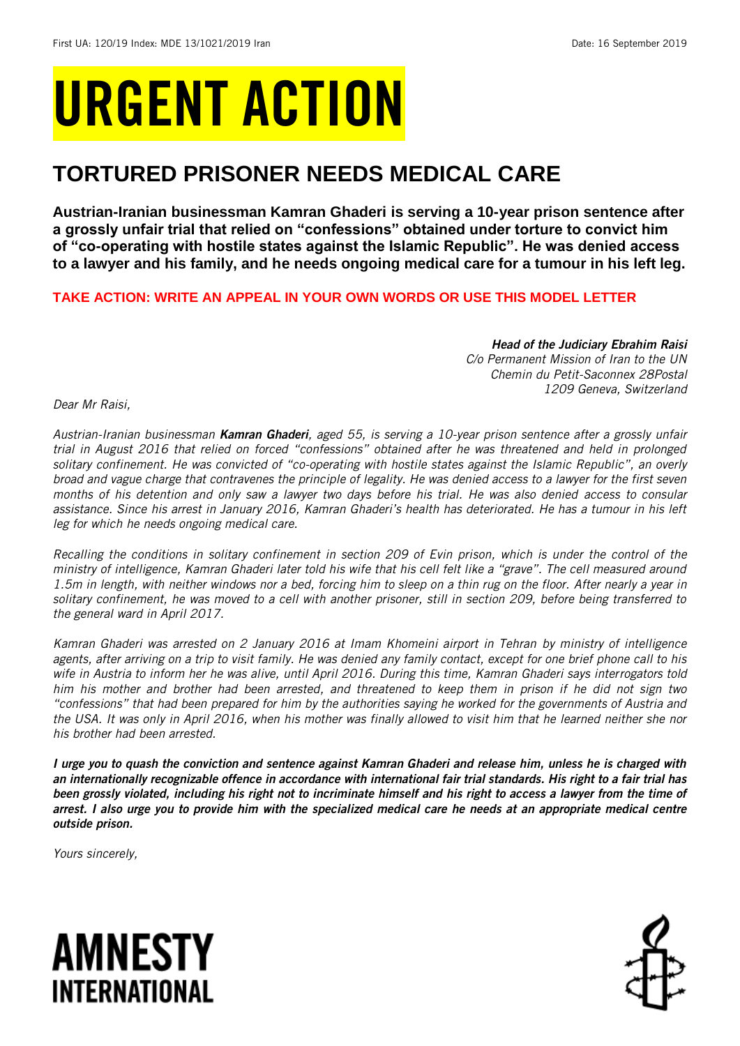First UA: 120/19 Index: MDE 13/1021/2019 Iran Date: 16 September 2019

# URGENT ACTION

## TORTURED PRISONER NEEDS MEDICAL CARE

**Austrian-Iranian businessman Kamran Ghaderi is serving a 10-year prison sentence after a grossly unfair trial that relied on "confessions" obtained under torture to convict him of "co-operating with hostile states against the Islamic Republic". He was denied access to a lawyer and his family, and he needs ongoing medical care for a tumour in his left leg.**

**TAKE ACTION: WRITE AN APPEAL IN YOUR OWN WORDS OR USE THIS MODEL LETTER**

***Head of the Judiciary Ebrahim Raisi***
*C/o Permanent Mission of Iran to the UN*
*Chemin du Petit-Saconnex 28Postal*
*1209 Geneva, Switzerland*

*Dear Mr Raisi,*

*Austrian-Iranian businessman **Kamran Ghaderi**, aged 55, is serving a 10-year prison sentence after a grossly unfair trial in August 2016 that relied on forced "confessions" obtained after he was threatened and held in prolonged solitary confinement. He was convicted of "co-operating with hostile states against the Islamic Republic", an overly broad and vague charge that contravenes the principle of legality. He was denied access to a lawyer for the first seven months of his detention and only saw a lawyer two days before his trial. He was also denied access to consular assistance. Since his arrest in January 2016, Kamran Ghaderi's health has deteriorated. He has a tumour in his left leg for which he needs ongoing medical care.*

*Recalling the conditions in solitary confinement in section 209 of Evin prison, which is under the control of the ministry of intelligence, Kamran Ghaderi later told his wife that his cell felt like a "grave". The cell measured around 1.5m in length, with neither windows nor a bed, forcing him to sleep on a thin rug on the floor. After nearly a year in solitary confinement, he was moved to a cell with another prisoner, still in section 209, before being transferred to the general ward in April 2017.*

*Kamran Ghaderi was arrested on 2 January 2016 at Imam Khomeini airport in Tehran by ministry of intelligence agents, after arriving on a trip to visit family. He was denied any family contact, except for one brief phone call to his wife in Austria to inform her he was alive, until April 2016. During this time, Kamran Ghaderi says interrogators told him his mother and brother had been arrested, and threatened to keep them in prison if he did not sign two "confessions" that had been prepared for him by the authorities saying he worked for the governments of Austria and the USA. It was only in April 2016, when his mother was finally allowed to visit him that he learned neither she nor his brother had been arrested.*

***I urge you to quash the conviction and sentence against Kamran Ghaderi and release him, unless he is charged with an internationally recognizable offence in accordance with international fair trial standards. His right to a fair trial has been grossly violated, including his right not to incriminate himself and his right to access a lawyer from the time of arrest. I also urge you to provide him with the specialized medical care he needs at an appropriate medical centre outside prison.***

*Yours sincerely,*

**AMNESTY INTERNATIONAL**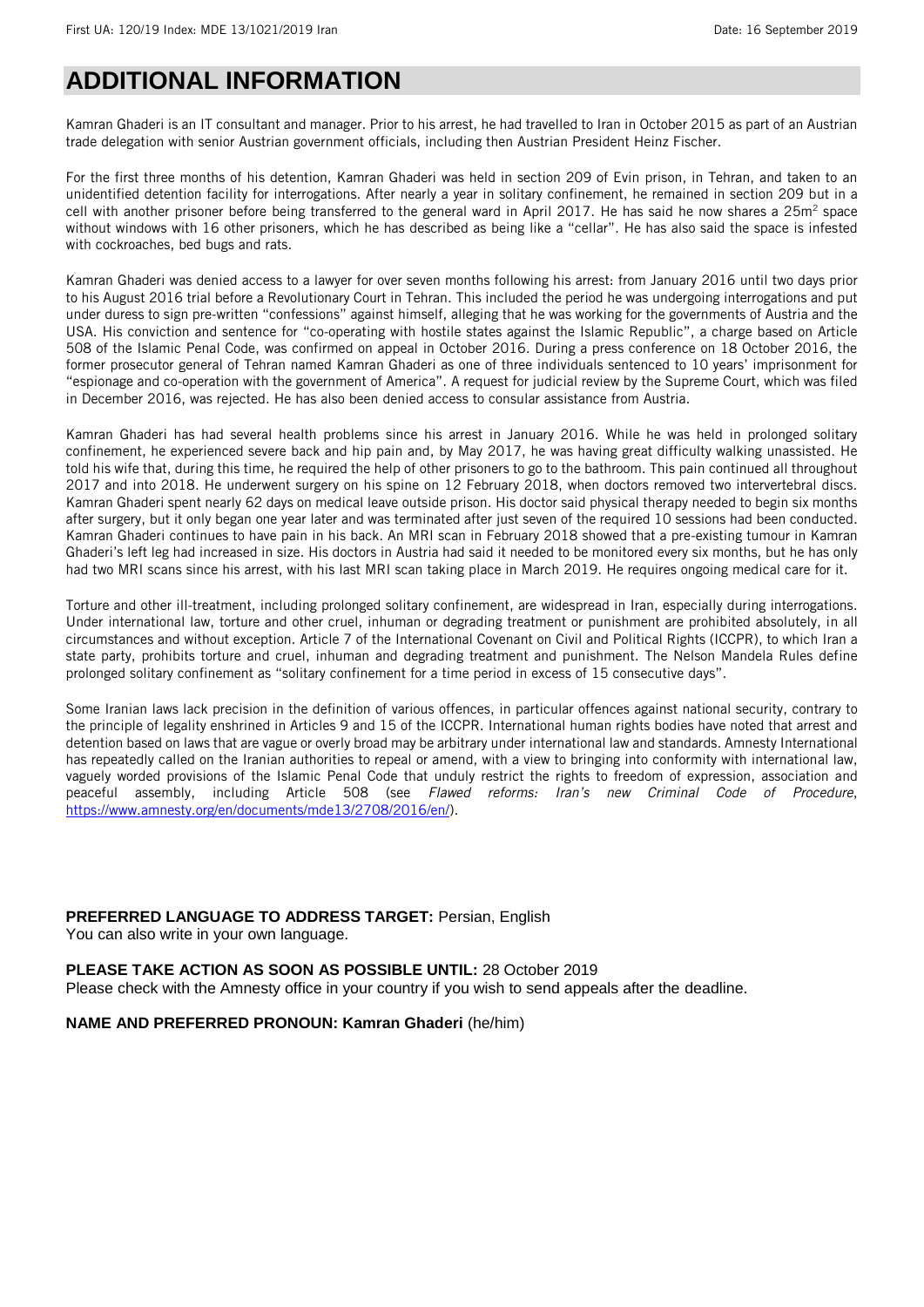# ADDITIONAL INFORMATION

Kamran Ghaderi is an IT consultant and manager. Prior to his arrest, he had travelled to Iran in October 2015 as part of an Austrian trade delegation with senior Austrian government officials, including then Austrian President Heinz Fischer.

For the first three months of his detention, Kamran Ghaderi was held in section 209 of Evin prison, in Tehran, and taken to an unidentified detention facility for interrogations. After nearly a year in solitary confinement, he remained in section 209 but in a cell with another prisoner before being transferred to the general ward in April 2017. He has said he now shares a 25m² space without windows with 16 other prisoners, which he has described as being like a "cellar". He has also said the space is infested with cockroaches, bed bugs and rats.

Kamran Ghaderi was denied access to a lawyer for over seven months following his arrest: from January 2016 until two days prior to his August 2016 trial before a Revolutionary Court in Tehran. This included the period he was undergoing interrogations and put under duress to sign pre-written "confessions" against himself, alleging that he was working for the governments of Austria and the USA. His conviction and sentence for "co-operating with hostile states against the Islamic Republic", a charge based on Article 508 of the Islamic Penal Code, was confirmed on appeal in October 2016. During a press conference on 18 October 2016, the former prosecutor general of Tehran named Kamran Ghaderi as one of three individuals sentenced to 10 years' imprisonment for "espionage and co-operation with the government of America". A request for judicial review by the Supreme Court, which was filed in December 2016, was rejected. He has also been denied access to consular assistance from Austria.

Kamran Ghaderi has had several health problems since his arrest in January 2016. While he was held in prolonged solitary confinement, he experienced severe back and hip pain and, by May 2017, he was having great difficulty walking unassisted. He told his wife that, during this time, he required the help of other prisoners to go to the bathroom. This pain continued all throughout 2017 and into 2018. He underwent surgery on his spine on 12 February 2018, when doctors removed two intervertebral discs. Kamran Ghaderi spent nearly 62 days on medical leave outside prison. His doctor said physical therapy needed to begin six months after surgery, but it only began one year later and was terminated after just seven of the required 10 sessions had been conducted. Kamran Ghaderi continues to have pain in his back. An MRI scan in February 2018 showed that a pre-existing tumour in Kamran Ghaderi's left leg had increased in size. His doctors in Austria had said it needed to be monitored every six months, but he has only had two MRI scans since his arrest, with his last MRI scan taking place in March 2019. He requires ongoing medical care for it.

Torture and other ill-treatment, including prolonged solitary confinement, are widespread in Iran, especially during interrogations. Under international law, torture and other cruel, inhuman or degrading treatment or punishment are prohibited absolutely, in all circumstances and without exception. Article 7 of the International Covenant on Civil and Political Rights (ICCPR), to which Iran a state party, prohibits torture and cruel, inhuman and degrading treatment and punishment. The Nelson Mandela Rules define prolonged solitary confinement as "solitary confinement for a time period in excess of 15 consecutive days".

Some Iranian laws lack precision in the definition of various offences, in particular offences against national security, contrary to the principle of legality enshrined in Articles 9 and 15 of the ICCPR. International human rights bodies have noted that arrest and detention based on laws that are vague or overly broad may be arbitrary under international law and standards. Amnesty International has repeatedly called on the Iranian authorities to repeal or amend, with a view to bringing into conformity with international law, vaguely worded provisions of the Islamic Penal Code that unduly restrict the rights to freedom of expression, association and peaceful assembly, including Article 508 (see *Flawed reforms: Iran's new Criminal Code of Procedure*, https://www.amnesty.org/en/documents/mde13/2708/2016/en/).

**PREFERRED LANGUAGE TO ADDRESS TARGET:** Persian, English
You can also write in your own language.

**PLEASE TAKE ACTION AS SOON AS POSSIBLE UNTIL:** 28 October 2019
Please check with the Amnesty office in your country if you wish to send appeals after the deadline.

**NAME AND PREFERRED PRONOUN: Kamran Ghaderi** (he/him)